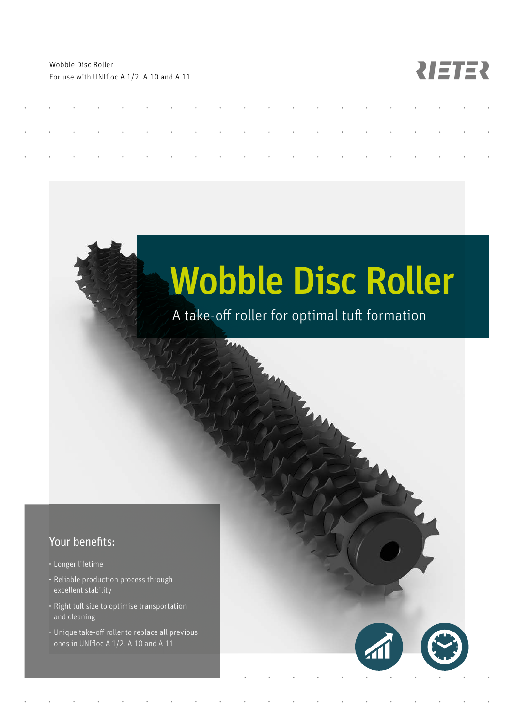Wobble Disc Roller
For use with UNIfloc A 1/2, A 10 and A 11

# Wobble Disc Roller

A take-off roller for optimal tuft formation

## Your benefits:

- Longer lifetime
- Reliable production process through excellent stability
- Right tuft size to optimise transportation and cleaning
- Unique take-off roller to replace all previous ones in UNIfloc A 1/2, A 10 and A 11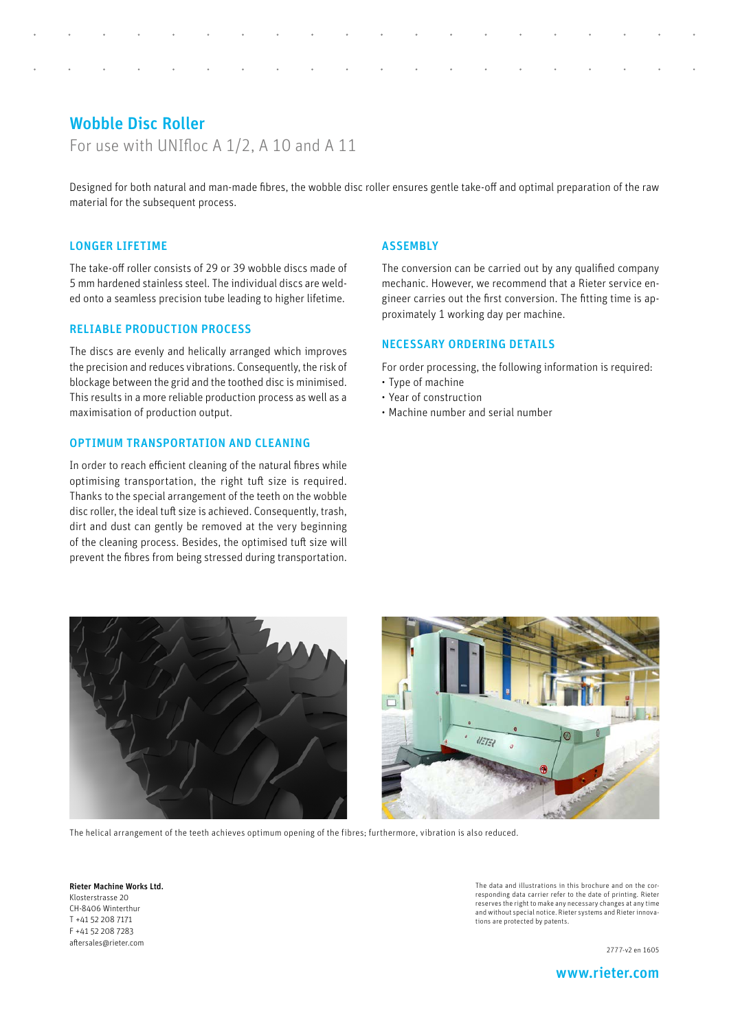# Wobble Disc Roller

For use with UNIfloc A 1/2, A 10 and A 11

Designed for both natural and man-made fibres, the wobble disc roller ensures gentle take-off and optimal preparation of the raw material for the subsequent process.

## LONGER LIFETIME

The take-off roller consists of 29 or 39 wobble discs made of 5 mm hardened stainless steel. The individual discs are welded onto a seamless precision tube leading to higher lifetime.

## RELIABLE PRODUCTION PROCESS

The discs are evenly and helically arranged which improves the precision and reduces vibrations. Consequently, the risk of blockage between the grid and the toothed disc is minimised. This results in a more reliable production process as well as a maximisation of production output.

## OPTIMUM TRANSPORTATION AND CLEANING

In order to reach efficient cleaning of the natural fibres while optimising transportation, the right tuft size is required. Thanks to the special arrangement of the teeth on the wobble disc roller, the ideal tuft size is achieved. Consequently, trash, dirt and dust can gently be removed at the very beginning of the cleaning process. Besides, the optimised tuft size will prevent the fibres from being stressed during transportation.

## ASSEMBLY

The conversion can be carried out by any qualified company mechanic. However, we recommend that a Rieter service engineer carries out the first conversion. The fitting time is approximately 1 working day per machine.

## NECESSARY ORDERING DETAILS

For order processing, the following information is required:

- Type of machine
- Year of construction
- Machine number and serial number

The helical arrangement of the teeth achieves optimum opening of the fibres; furthermore, vibration is also reduced.

**Rieter Machine Works Ltd.**
Klosterstrasse 20
CH-8406 Winterthur
T +41 52 208 7171
F +41 52 208 7283
aftersales@rieter.com

The data and illustrations in this brochure and on the corresponding data carrier refer to the date of printing. Rieter reserves the right to make any necessary changes at any time and without special notice. Rieter systems and Rieter innovations are protected by patents.

2777-v2 en 1605

www.rieter.com